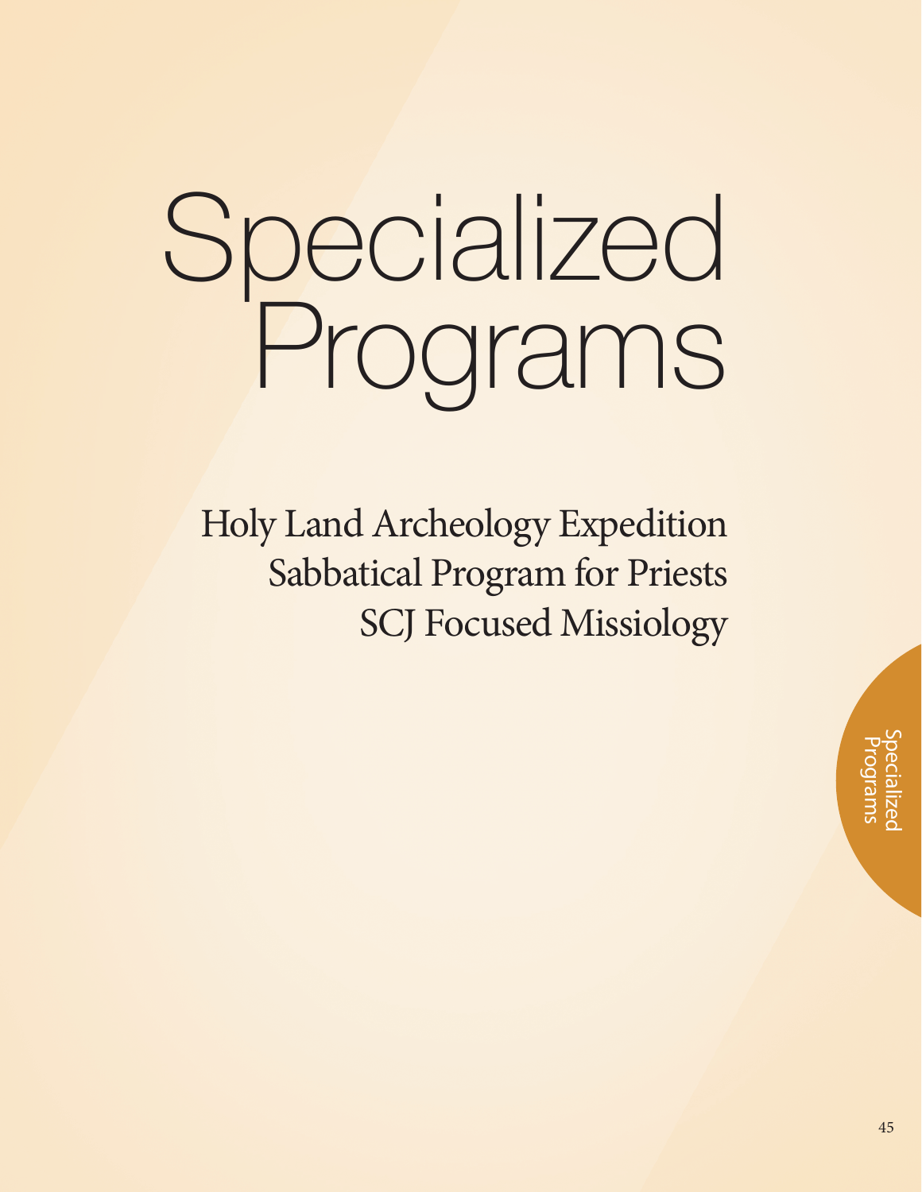# Specialized Programs

Holy Land Archeology Expedition
Sabbatical Program for Priests
SCJ Focused Missiology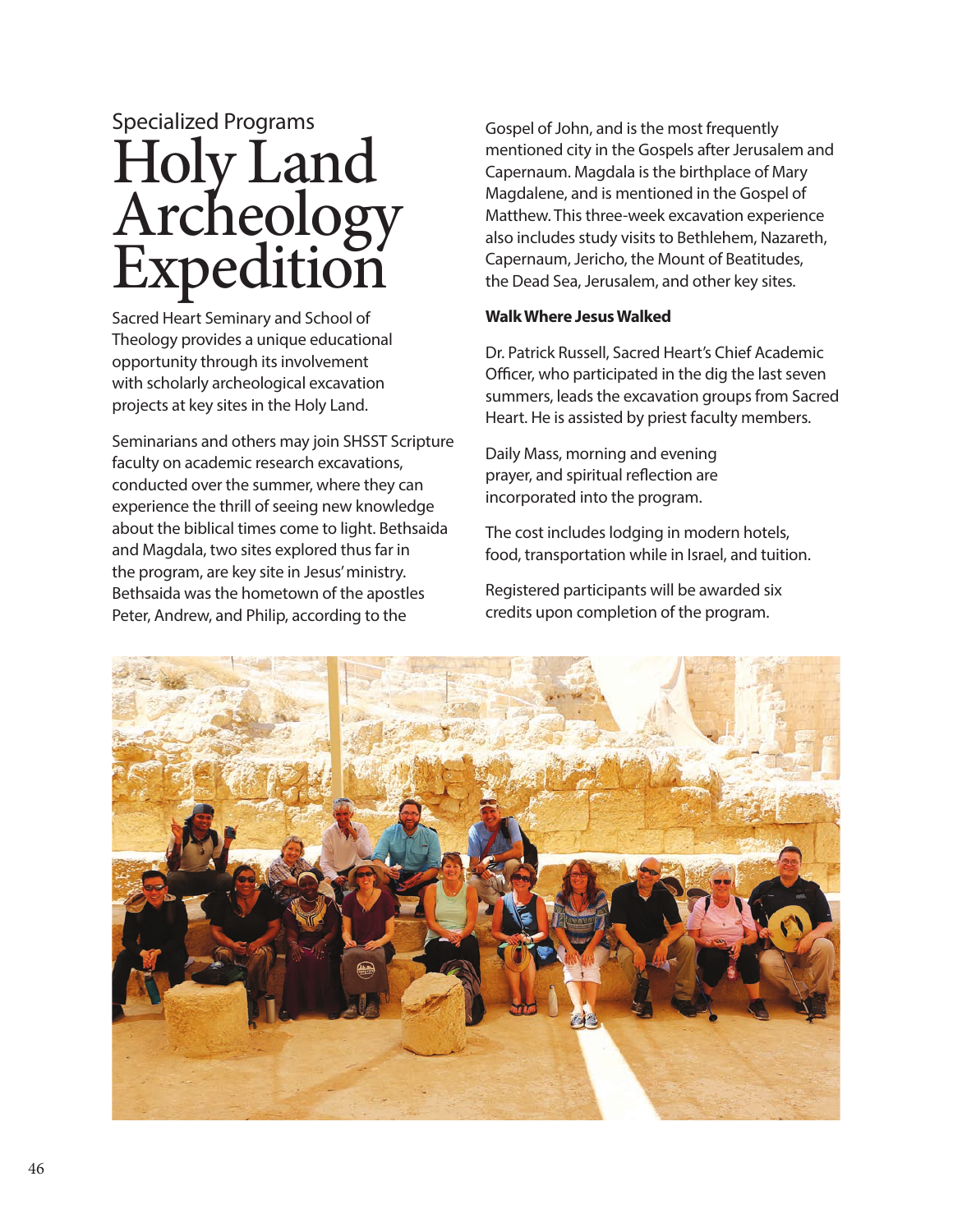Specialized Programs

# Holy Land Archeology Expedition

Sacred Heart Seminary and School of Theology provides a unique educational opportunity through its involvement with scholarly archeological excavation projects at key sites in the Holy Land.

Seminarians and others may join SHSST Scripture faculty on academic research excavations, conducted over the summer, where they can experience the thrill of seeing new knowledge about the biblical times come to light. Bethsaida and Magdala, two sites explored thus far in the program, are key site in Jesus' ministry. Bethsaida was the hometown of the apostles Peter, Andrew, and Philip, according to the Gospel of John, and is the most frequently mentioned city in the Gospels after Jerusalem and Capernaum. Magdala is the birthplace of Mary Magdalene, and is mentioned in the Gospel of Matthew. This three-week excavation experience also includes study visits to Bethlehem, Nazareth, Capernaum, Jericho, the Mount of Beatitudes, the Dead Sea, Jerusalem, and other key sites.

**Walk Where Jesus Walked**

Dr. Patrick Russell, Sacred Heart's Chief Academic Officer, who participated in the dig the last seven summers, leads the excavation groups from Sacred Heart. He is assisted by priest faculty members.

Daily Mass, morning and evening prayer, and spiritual reflection are incorporated into the program.

The cost includes lodging in modern hotels, food, transportation while in Israel, and tuition.

Registered participants will be awarded six credits upon completion of the program.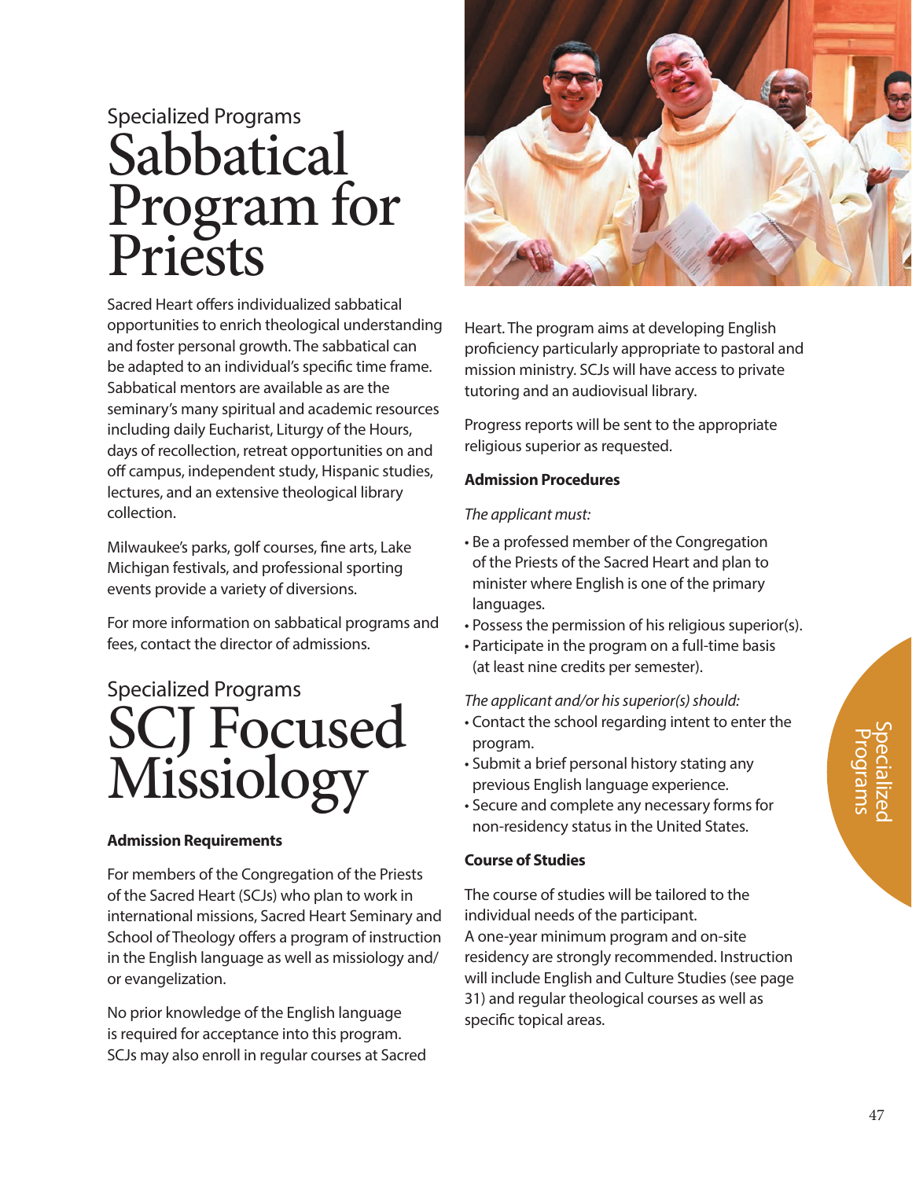Specialized Programs

# Sabbatical Program for Priests

Sacred Heart offers individualized sabbatical opportunities to enrich theological understanding and foster personal growth. The sabbatical can be adapted to an individual's specific time frame. Sabbatical mentors are available as are the seminary's many spiritual and academic resources including daily Eucharist, Liturgy of the Hours, days of recollection, retreat opportunities on and off campus, independent study, Hispanic studies, lectures, and an extensive theological library collection.

Milwaukee's parks, golf courses, fine arts, Lake Michigan festivals, and professional sporting events provide a variety of diversions.

For more information on sabbatical programs and fees, contact the director of admissions.

Specialized Programs

# SCJ Focused Missiology

**Admission Requirements**

For members of the Congregation of the Priests of the Sacred Heart (SCJs) who plan to work in international missions, Sacred Heart Seminary and School of Theology offers a program of instruction in the English language as well as missiology and/or evangelization.

No prior knowledge of the English language is required for acceptance into this program. SCJs may also enroll in regular courses at Sacred Heart. The program aims at developing English proficiency particularly appropriate to pastoral and mission ministry. SCJs will have access to private tutoring and an audiovisual library.

Progress reports will be sent to the appropriate religious superior as requested.

**Admission Procedures**

*The applicant must:*

- Be a professed member of the Congregation of the Priests of the Sacred Heart and plan to minister where English is one of the primary languages.
- Possess the permission of his religious superior(s).
- Participate in the program on a full-time basis (at least nine credits per semester).

*The applicant and/or his superior(s) should:*

- Contact the school regarding intent to enter the program.
- Submit a brief personal history stating any previous English language experience.
- Secure and complete any necessary forms for non-residency status in the United States.

**Course of Studies**

The course of studies will be tailored to the individual needs of the participant.
A one-year minimum program and on-site residency are strongly recommended. Instruction will include English and Culture Studies (see page 31) and regular theological courses as well as specific topical areas.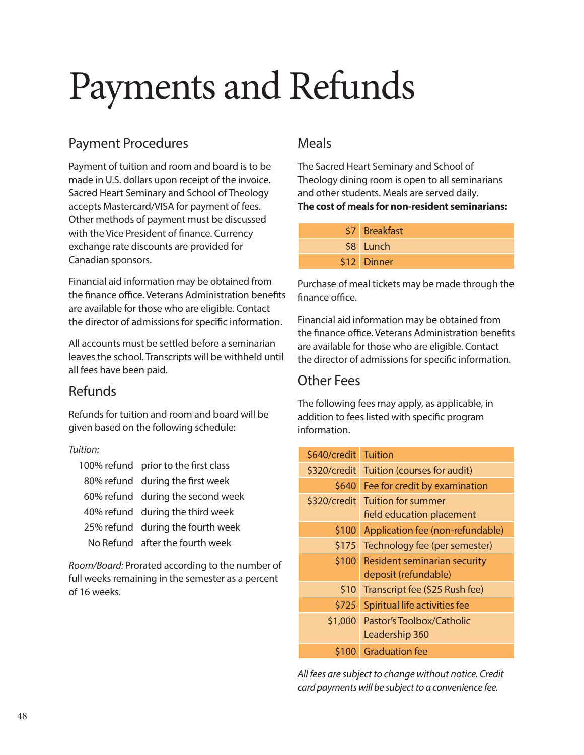# Payments and Refunds

## Payment Procedures

Payment of tuition and room and board is to be made in U.S. dollars upon receipt of the invoice. Sacred Heart Seminary and School of Theology accepts Mastercard/VISA for payment of fees. Other methods of payment must be discussed with the Vice President of finance. Currency exchange rate discounts are provided for Canadian sponsors.

Financial aid information may be obtained from the finance office. Veterans Administration benefits are available for those who are eligible. Contact the director of admissions for specific information.

All accounts must be settled before a seminarian leaves the school. Transcripts will be withheld until all fees have been paid.

## Refunds

Refunds for tuition and room and board will be given based on the following schedule:

*Tuition:*

| | |
|---|---|
| 100% refund | prior to the first class |
| 80% refund | during the first week |
| 60% refund | during the second week |
| 40% refund | during the third week |
| 25% refund | during the fourth week |
| No Refund | after the fourth week |

*Room/Board:* Prorated according to the number of full weeks remaining in the semester as a percent of 16 weeks.

## Meals

The Sacred Heart Seminary and School of Theology dining room is open to all seminarians and other students. Meals are served daily.

**The cost of meals for non-resident seminarians:**

| | |
|---|---|
| $7 | Breakfast |
| $8 | Lunch |
| $12 | Dinner |

Purchase of meal tickets may be made through the finance office.

Financial aid information may be obtained from the finance office. Veterans Administration benefits are available for those who are eligible. Contact the director of admissions for specific information.

## Other Fees

The following fees may apply, as applicable, in addition to fees listed with specific program information.

| | |
|---|---|
| $640/credit | Tuition |
| $320/credit | Tuition (courses for audit) |
| $640 | Fee for credit by examination |
| $320/credit | Tuition for summer field education placement |
| $100 | Application fee (non-refundable) |
| $175 | Technology fee (per semester) |
| $100 | Resident seminarian security deposit (refundable) |
| $10 | Transcript fee ($25 Rush fee) |
| $725 | Spiritual life activities fee |
| $1,000 | Pastor's Toolbox/Catholic Leadership 360 |
| $100 | Graduation fee |

*All fees are subject to change without notice. Credit card payments will be subject to a convenience fee.*